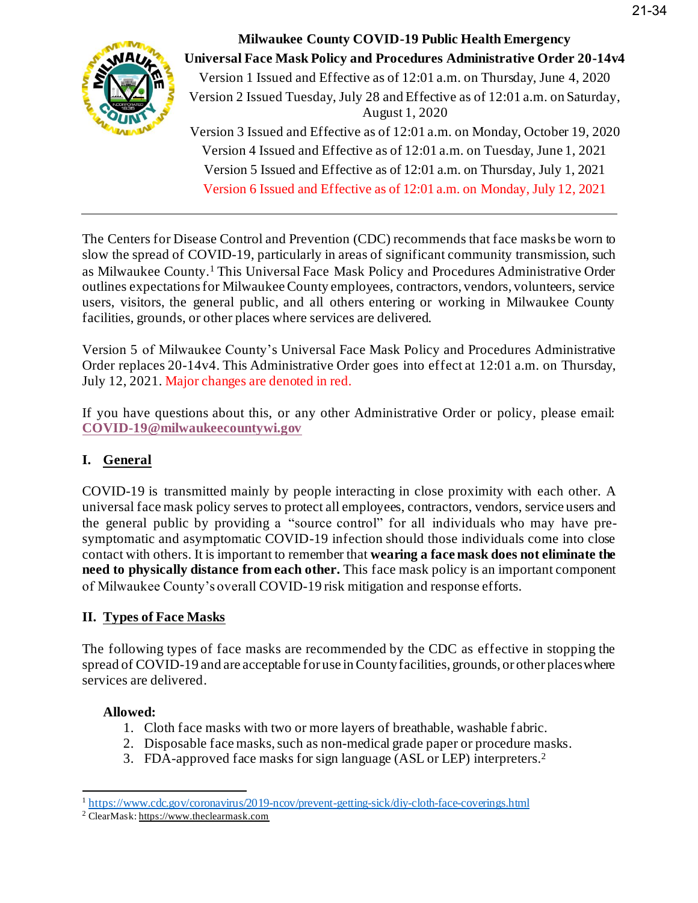**Milwaukee County COVID-19 Public Health Emergency**
**Universal Face Mask Policy and Procedures Administrative Order 20-14v4**

Version 1 Issued and Effective as of 12:01 a.m. on Thursday, June 4, 2020
Version 2 Issued Tuesday, July 28 and Effective as of 12:01 a.m. on Saturday, August 1, 2020
Version 3 Issued and Effective as of 12:01 a.m. on Monday, October 19, 2020
Version 4 Issued and Effective as of 12:01 a.m. on Tuesday, June 1, 2021
Version 5 Issued and Effective as of 12:01 a.m. on Thursday, July 1, 2021
Version 6 Issued and Effective as of 12:01 a.m. on Monday, July 12, 2021

---

The Centers for Disease Control and Prevention (CDC) recommends that face masks be worn to slow the spread of COVID-19, particularly in areas of significant community transmission, such as Milwaukee County.[1] This Universal Face Mask Policy and Procedures Administrative Order outlines expectations for Milwaukee County employees, contractors, vendors, volunteers, service users, visitors, the general public, and all others entering or working in Milwaukee County facilities, grounds, or other places where services are delivered.

Version 5 of Milwaukee County's Universal Face Mask Policy and Procedures Administrative Order replaces 20-14v4. This Administrative Order goes into effect at 12:01 a.m. on Thursday, July 12, 2021. Major changes are denoted in red.

If you have questions about this, or any other Administrative Order or policy, please email: **COVID-19@milwaukeecountywi.gov**

## I. General

COVID-19 is transmitted mainly by people interacting in close proximity with each other. A universal face mask policy serves to protect all employees, contractors, vendors, service users and the general public by providing a "source control" for all individuals who may have pre-symptomatic and asymptomatic COVID-19 infection should those individuals come into close contact with others. It is important to remember that **wearing a face mask does not eliminate the need to physically distance from each other.** This face mask policy is an important component of Milwaukee County's overall COVID-19 risk mitigation and response efforts.

## II. Types of Face Masks

The following types of face masks are recommended by the CDC as effective in stopping the spread of COVID-19 and are acceptable for use in County facilities, grounds, or other places where services are delivered.

**Allowed:**

1. Cloth face masks with two or more layers of breathable, washable fabric.
2. Disposable face masks, such as non-medical grade paper or procedure masks.
3. FDA-approved face masks for sign language (ASL or LEP) interpreters.[2]

---

[1] https://www.cdc.gov/coronavirus/2019-ncov/prevent-getting-sick/diy-cloth-face-coverings.html
[2] ClearMask: https://www.theclearmask.com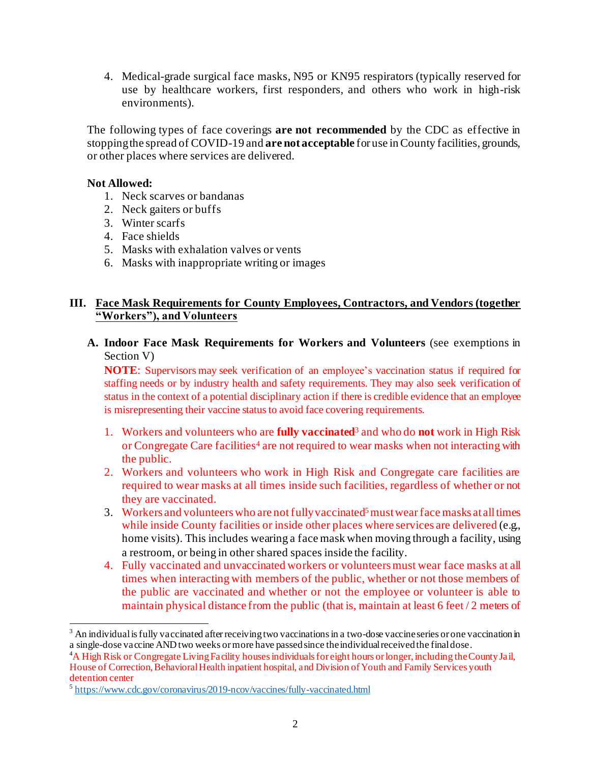4. Medical-grade surgical face masks, N95 or KN95 respirators (typically reserved for use by healthcare workers, first responders, and others who work in high-risk environments).

The following types of face coverings **are not recommended** by the CDC as effective in stopping the spread of COVID-19 and **are not acceptable** for use in County facilities, grounds, or other places where services are delivered.

**Not Allowed:**

1. Neck scarves or bandanas
2. Neck gaiters or buffs
3. Winter scarfs
4. Face shields
5. Masks with exhalation valves or vents
6. Masks with inappropriate writing or images

## III. Face Mask Requirements for County Employees, Contractors, and Vendors (together "Workers"), and Volunteers

### A. Indoor Face Mask Requirements for Workers and Volunteers (see exemptions in Section V)

**NOTE**: Supervisors may seek verification of an employee's vaccination status if required for staffing needs or by industry health and safety requirements. They may also seek verification of status in the context of a potential disciplinary action if there is credible evidence that an employee is misrepresenting their vaccine status to avoid face covering requirements.

1. Workers and volunteers who are **fully vaccinated**[3] and who do **not** work in High Risk or Congregate Care facilities[4] are not required to wear masks when not interacting with the public.
2. Workers and volunteers who work in High Risk and Congregate care facilities are required to wear masks at all times inside such facilities, regardless of whether or not they are vaccinated.
3. Workers and volunteers who are not fully vaccinated[5] must wear face masks at all times while inside County facilities or inside other places where services are delivered (e.g., home visits). This includes wearing a face mask when moving through a facility, using a restroom, or being in other shared spaces inside the facility.
4. Fully vaccinated and unvaccinated workers or volunteers must wear face masks at all times when interacting with members of the public, whether or not those members of the public are vaccinated and whether or not the employee or volunteer is able to maintain physical distance from the public (that is, maintain at least 6 feet / 2 meters of

---

[3] An individual is fully vaccinated after receiving two vaccinations in a two-dose vaccine series or one vaccination in a single-dose vaccine AND two weeks or more have passed since the individual received the final dose.

[4] A High Risk or Congregate Living Facility houses individuals for eight hours or longer, including the County Jail, House of Correction, Behavioral Health inpatient hospital, and Division of Youth and Family Services youth detention center

[5] https://www.cdc.gov/coronavirus/2019-ncov/vaccines/fully-vaccinated.html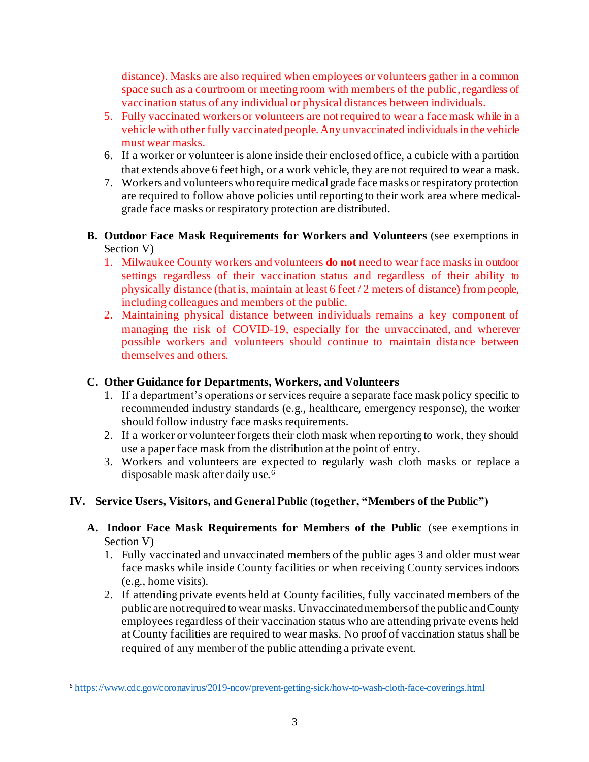distance). Masks are also required when employees or volunteers gather in a common space such as a courtroom or meeting room with members of the public, regardless of vaccination status of any individual or physical distances between individuals.

5. Fully vaccinated workers or volunteers are not required to wear a face mask while in a vehicle with other fully vaccinated people. Any unvaccinated individuals in the vehicle must wear masks.
6. If a worker or volunteer is alone inside their enclosed office, a cubicle with a partition that extends above 6 feet high, or a work vehicle, they are not required to wear a mask.
7. Workers and volunteers who require medical grade face masks or respiratory protection are required to follow above policies until reporting to their work area where medical-grade face masks or respiratory protection are distributed.

**B. Outdoor Face Mask Requirements for Workers and Volunteers** (see exemptions in Section V)

1. Milwaukee County workers and volunteers **do not** need to wear face masks in outdoor settings regardless of their vaccination status and regardless of their ability to physically distance (that is, maintain at least 6 feet / 2 meters of distance) from people, including colleagues and members of the public.
2. Maintaining physical distance between individuals remains a key component of managing the risk of COVID-19, especially for the unvaccinated, and wherever possible workers and volunteers should continue to maintain distance between themselves and others.

**C. Other Guidance for Departments, Workers, and Volunteers**

1. If a department's operations or services require a separate face mask policy specific to recommended industry standards (e.g., healthcare, emergency response), the worker should follow industry face masks requirements.
2. If a worker or volunteer forgets their cloth mask when reporting to work, they should use a paper face mask from the distribution at the point of entry.
3. Workers and volunteers are expected to regularly wash cloth masks or replace a disposable mask after daily use.[6]

## IV. Service Users, Visitors, and General Public (together, "Members of the Public")

**A. Indoor Face Mask Requirements for Members of the Public** (see exemptions in Section V)

1. Fully vaccinated and unvaccinated members of the public ages 3 and older must wear face masks while inside County facilities or when receiving County services indoors (e.g., home visits).
2. If attending private events held at County facilities, fully vaccinated members of the public are not required to wear masks. Unvaccinated members of the public and County employees regardless of their vaccination status who are attending private events held at County facilities are required to wear masks. No proof of vaccination status shall be required of any member of the public attending a private event.

---

[6] https://www.cdc.gov/coronavirus/2019-ncov/prevent-getting-sick/how-to-wash-cloth-face-coverings.html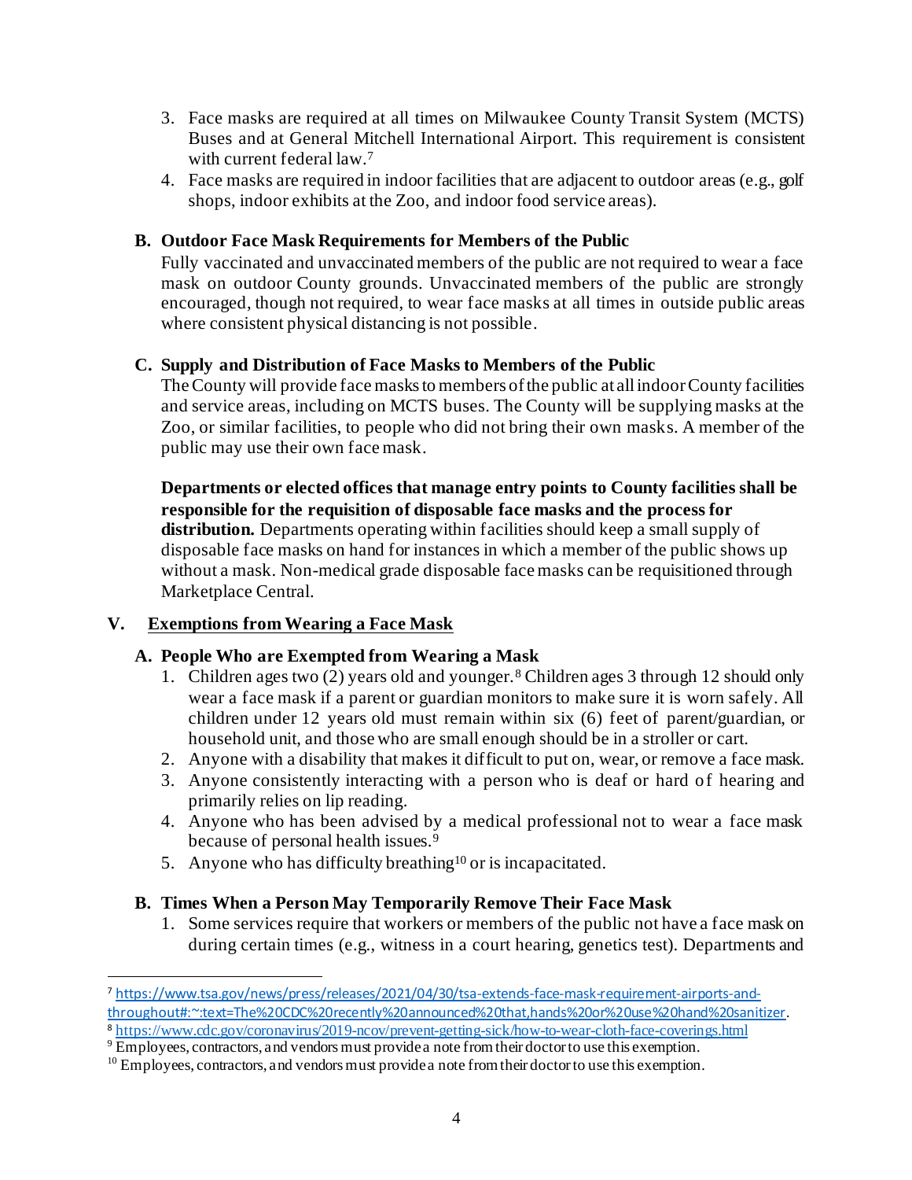3. Face masks are required at all times on Milwaukee County Transit System (MCTS) Buses and at General Mitchell International Airport. This requirement is consistent with current federal law.[7]
4. Face masks are required in indoor facilities that are adjacent to outdoor areas (e.g., golf shops, indoor exhibits at the Zoo, and indoor food service areas).

### B. Outdoor Face Mask Requirements for Members of the Public

Fully vaccinated and unvaccinated members of the public are not required to wear a face mask on outdoor County grounds. Unvaccinated members of the public are strongly encouraged, though not required, to wear face masks at all times in outside public areas where consistent physical distancing is not possible.

### C. Supply and Distribution of Face Masks to Members of the Public

The County will provide face masks to members of the public at all indoor County facilities and service areas, including on MCTS buses. The County will be supplying masks at the Zoo, or similar facilities, to people who did not bring their own masks. A member of the public may use their own face mask.

**Departments or elected offices that manage entry points to County facilities shall be responsible for the requisition of disposable face masks and the process for distribution.** Departments operating within facilities should keep a small supply of disposable face masks on hand for instances in which a member of the public shows up without a mask. Non-medical grade disposable face masks can be requisitioned through Marketplace Central.

## V. Exemptions from Wearing a Face Mask

### A. People Who are Exempted from Wearing a Mask

1. Children ages two (2) years old and younger.[8] Children ages 3 through 12 should only wear a face mask if a parent or guardian monitors to make sure it is worn safely. All children under 12 years old must remain within six (6) feet of parent/guardian, or household unit, and those who are small enough should be in a stroller or cart.
2. Anyone with a disability that makes it difficult to put on, wear, or remove a face mask.
3. Anyone consistently interacting with a person who is deaf or hard of hearing and primarily relies on lip reading.
4. Anyone who has been advised by a medical professional not to wear a face mask because of personal health issues.[9]
5. Anyone who has difficulty breathing[10] or is incapacitated.

### B. Times When a Person May Temporarily Remove Their Face Mask

1. Some services require that workers or members of the public not have a face mask on during certain times (e.g., witness in a court hearing, genetics test). Departments and

---

[7] https://www.tsa.gov/news/press/releases/2021/04/30/tsa-extends-face-mask-requirement-airports-and-throughout#:~:text=The%20CDC%20recently%20announced%20that,hands%20or%20use%20hand%20sanitizer.

[8] https://www.cdc.gov/coronavirus/2019-ncov/prevent-getting-sick/how-to-wear-cloth-face-coverings.html

[9] Employees, contractors, and vendors must provide a note from their doctor to use this exemption.

[10] Employees, contractors, and vendors must provide a note from their doctor to use this exemption.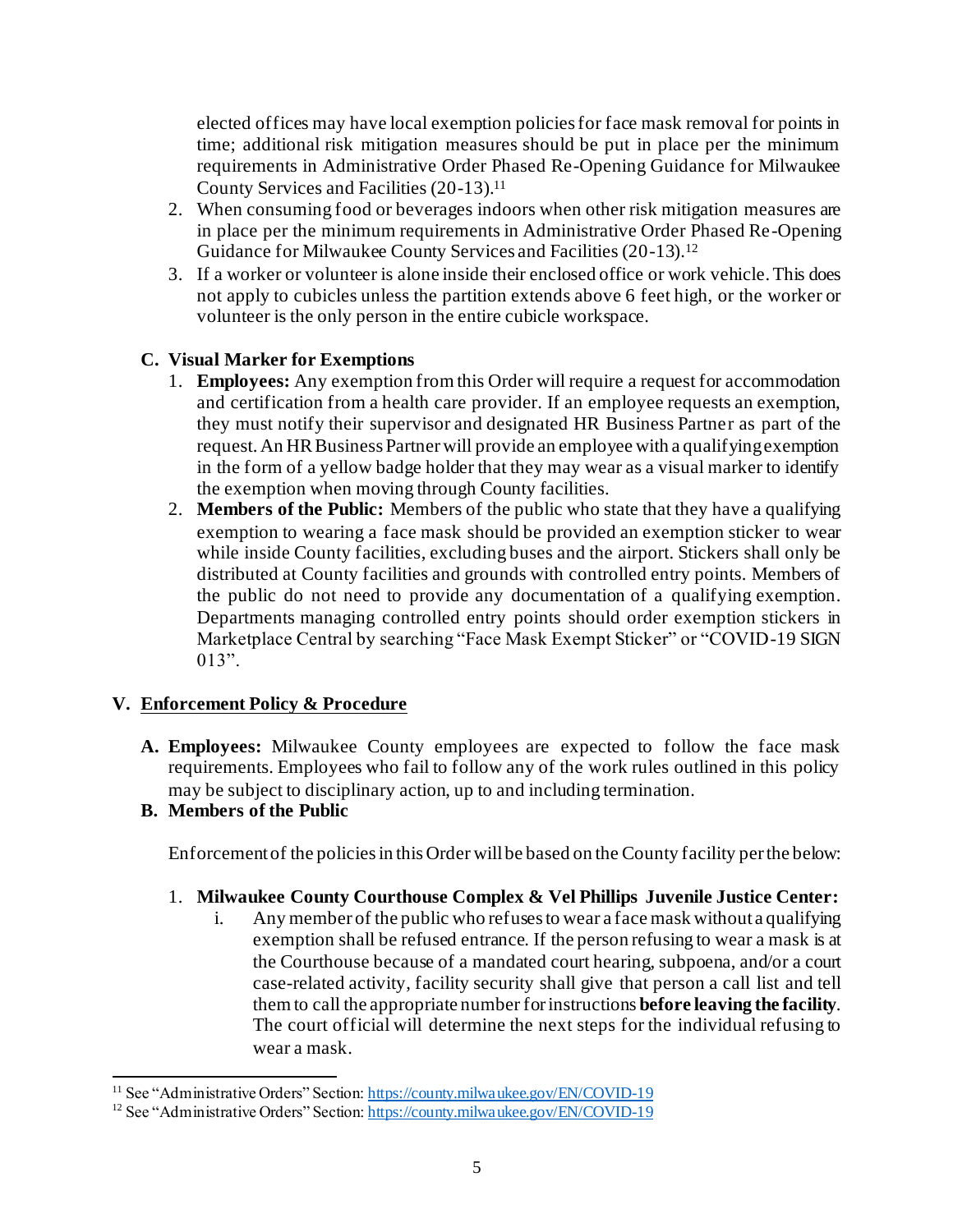elected offices may have local exemption policies for face mask removal for points in time; additional risk mitigation measures should be put in place per the minimum requirements in Administrative Order Phased Re-Opening Guidance for Milwaukee County Services and Facilities (20-13).[11]

2. When consuming food or beverages indoors when other risk mitigation measures are in place per the minimum requirements in Administrative Order Phased Re-Opening Guidance for Milwaukee County Services and Facilities (20-13).[12]
3. If a worker or volunteer is alone inside their enclosed office or work vehicle. This does not apply to cubicles unless the partition extends above 6 feet high, or the worker or volunteer is the only person in the entire cubicle workspace.

### C. Visual Marker for Exemptions

1. **Employees:** Any exemption from this Order will require a request for accommodation and certification from a health care provider. If an employee requests an exemption, they must notify their supervisor and designated HR Business Partner as part of the request. An HR Business Partner will provide an employee with a qualifying exemption in the form of a yellow badge holder that they may wear as a visual marker to identify the exemption when moving through County facilities.
2. **Members of the Public:** Members of the public who state that they have a qualifying exemption to wearing a face mask should be provided an exemption sticker to wear while inside County facilities, excluding buses and the airport. Stickers shall only be distributed at County facilities and grounds with controlled entry points. Members of the public do not need to provide any documentation of a qualifying exemption. Departments managing controlled entry points should order exemption stickers in Marketplace Central by searching "Face Mask Exempt Sticker" or "COVID-19 SIGN 013".

## V. Enforcement Policy & Procedure

**A. Employees:** Milwaukee County employees are expected to follow the face mask requirements. Employees who fail to follow any of the work rules outlined in this policy may be subject to disciplinary action, up to and including termination.

**B. Members of the Public**

Enforcement of the policies in this Order will be based on the County facility per the below:

1. **Milwaukee County Courthouse Complex & Vel Phillips Juvenile Justice Center:**
   i. Any member of the public who refuses to wear a face mask without a qualifying exemption shall be refused entrance. If the person refusing to wear a mask is at the Courthouse because of a mandated court hearing, subpoena, and/or a court case-related activity, facility security shall give that person a call list and tell them to call the appropriate number for instructions **before leaving the facility**. The court official will determine the next steps for the individual refusing to wear a mask.

---

[11] See "Administrative Orders" Section: https://county.milwaukee.gov/EN/COVID-19

[12] See "Administrative Orders" Section: https://county.milwaukee.gov/EN/COVID-19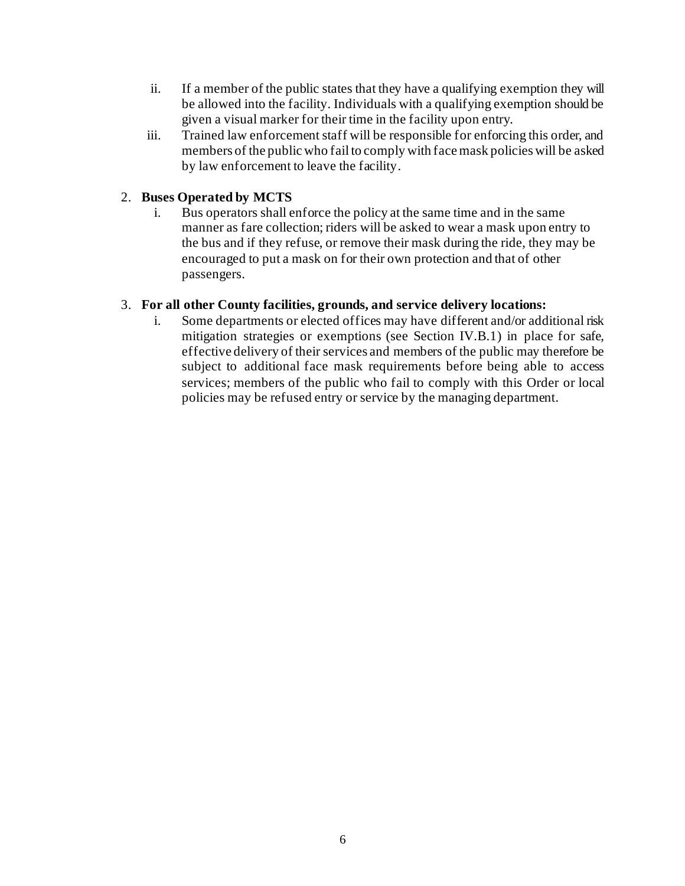ii. If a member of the public states that they have a qualifying exemption they will be allowed into the facility. Individuals with a qualifying exemption should be given a visual marker for their time in the facility upon entry.

iii. Trained law enforcement staff will be responsible for enforcing this order, and members of the public who fail to comply with face mask policies will be asked by law enforcement to leave the facility.

2. **Buses Operated by MCTS**

   i. Bus operators shall enforce the policy at the same time and in the same manner as fare collection; riders will be asked to wear a mask upon entry to the bus and if they refuse, or remove their mask during the ride, they may be encouraged to put a mask on for their own protection and that of other passengers.

3. **For all other County facilities, grounds, and service delivery locations:**

   i. Some departments or elected offices may have different and/or additional risk mitigation strategies or exemptions (see Section IV.B.1) in place for safe, effective delivery of their services and members of the public may therefore be subject to additional face mask requirements before being able to access services; members of the public who fail to comply with this Order or local policies may be refused entry or service by the managing department.